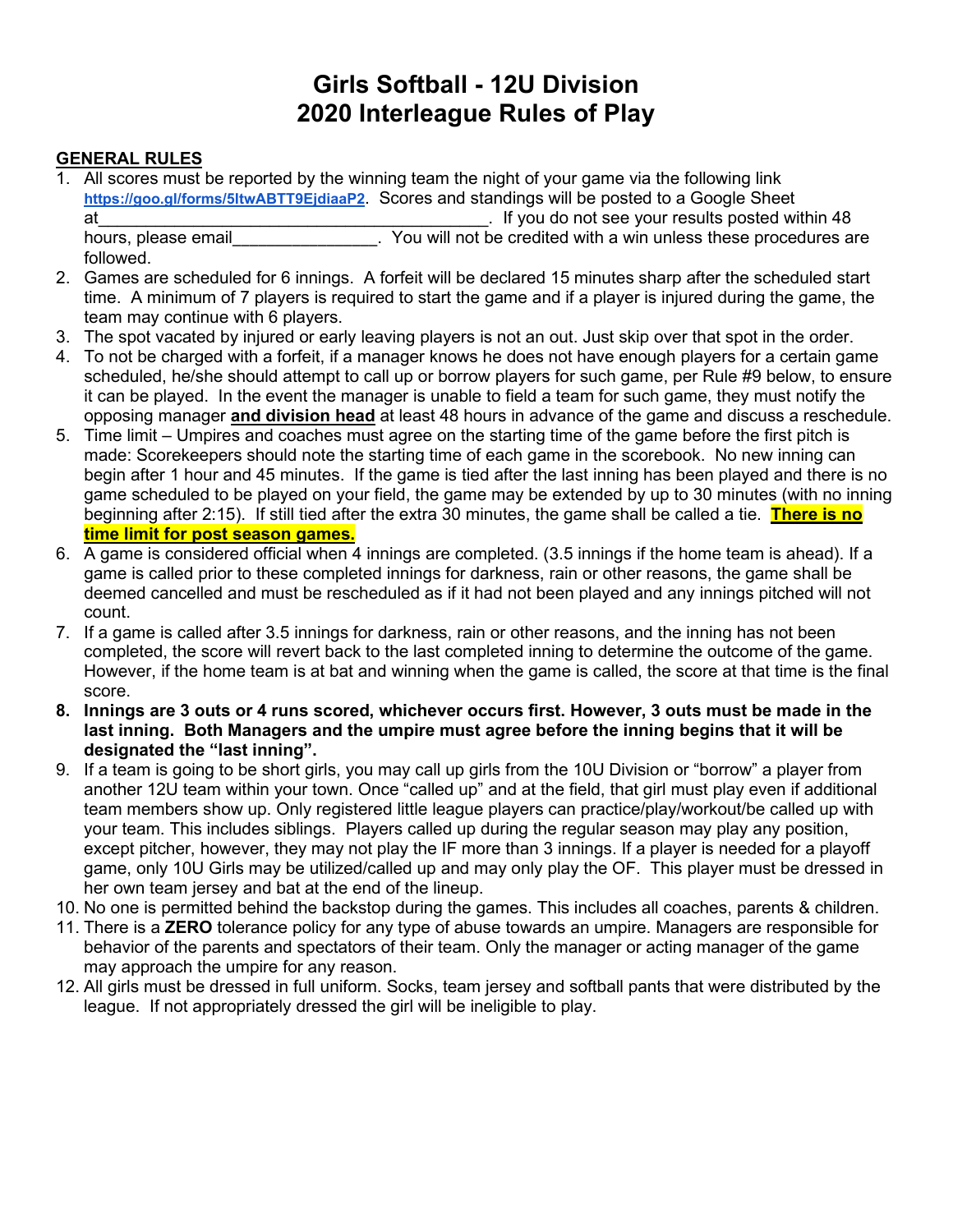# Girls Softball - 12U Division
# 2020 Interleague Rules of Play

**GENERAL RULES**

1. All scores must be reported by the winning team the night of your game via the following link https://goo.gl/forms/5ltwABTT9EjdiaaP2. Scores and standings will be posted to a Google Sheet at\_\_\_\_\_\_\_\_\_\_\_\_\_\_\_\_\_\_\_\_\_\_\_\_\_\_\_\_\_\_\_\_\_\_\_\_\_\_\_\_\_\_\_\_. If you do not see your results posted within 48 hours, please email\_\_\_\_\_\_\_\_\_\_\_\_\_\_\_\_\_. You will not be credited with a win unless these procedures are followed.
2. Games are scheduled for 6 innings. A forfeit will be declared 15 minutes sharp after the scheduled start time. A minimum of 7 players is required to start the game and if a player is injured during the game, the team may continue with 6 players.
3. The spot vacated by injured or early leaving players is not an out. Just skip over that spot in the order.
4. To not be charged with a forfeit, if a manager knows he does not have enough players for a certain game scheduled, he/she should attempt to call up or borrow players for such game, per Rule #9 below, to ensure it can be played. In the event the manager is unable to field a team for such game, they must notify the opposing manager **and division head** at least 48 hours in advance of the game and discuss a reschedule.
5. Time limit – Umpires and coaches must agree on the starting time of the game before the first pitch is made: Scorekeepers should note the starting time of each game in the scorebook. No new inning can begin after 1 hour and 45 minutes. If the game is tied after the last inning has been played and there is no game scheduled to be played on your field, the game may be extended by up to 30 minutes (with no inning beginning after 2:15). If still tied after the extra 30 minutes, the game shall be called a tie. **There is no time limit for post season games.**
6. A game is considered official when 4 innings are completed. (3.5 innings if the home team is ahead). If a game is called prior to these completed innings for darkness, rain or other reasons, the game shall be deemed cancelled and must be rescheduled as if it had not been played and any innings pitched will not count.
7. If a game is called after 3.5 innings for darkness, rain or other reasons, and the inning has not been completed, the score will revert back to the last completed inning to determine the outcome of the game. However, if the home team is at bat and winning when the game is called, the score at that time is the final score.
8. **Innings are 3 outs or 4 runs scored, whichever occurs first. However, 3 outs must be made in the last inning. Both Managers and the umpire must agree before the inning begins that it will be designated the "last inning".**
9. If a team is going to be short girls, you may call up girls from the 10U Division or "borrow" a player from another 12U team within your town. Once "called up" and at the field, that girl must play even if additional team members show up. Only registered little league players can practice/play/workout/be called up with your team. This includes siblings. Players called up during the regular season may play any position, except pitcher, however, they may not play the IF more than 3 innings. If a player is needed for a playoff game, only 10U Girls may be utilized/called up and may only play the OF. This player must be dressed in her own team jersey and bat at the end of the lineup.
10. No one is permitted behind the backstop during the games. This includes all coaches, parents & children.
11. There is a **ZERO** tolerance policy for any type of abuse towards an umpire. Managers are responsible for behavior of the parents and spectators of their team. Only the manager or acting manager of the game may approach the umpire for any reason.
12. All girls must be dressed in full uniform. Socks, team jersey and softball pants that were distributed by the league. If not appropriately dressed the girl will be ineligible to play.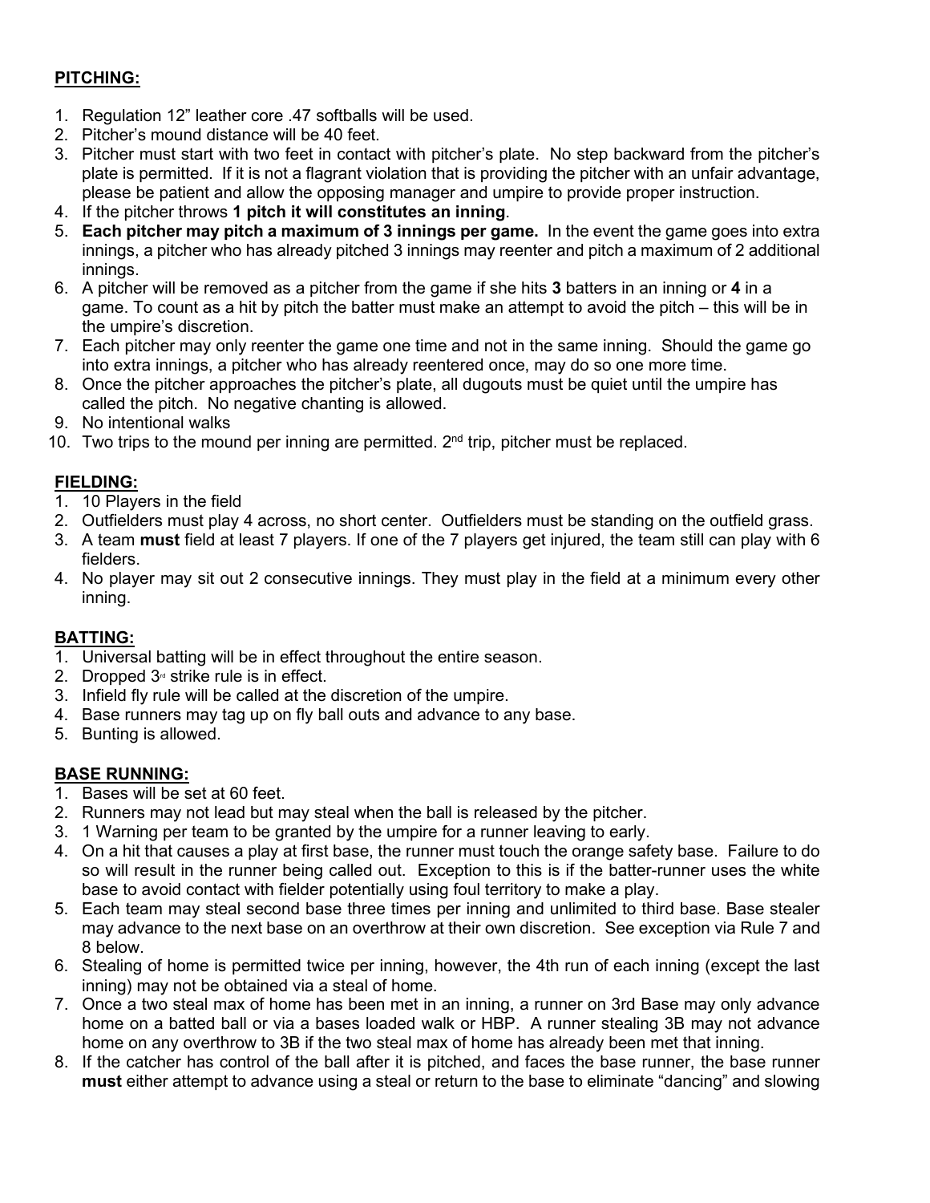**PITCHING:**

1. Regulation 12" leather core .47 softballs will be used.
2. Pitcher's mound distance will be 40 feet.
3. Pitcher must start with two feet in contact with pitcher's plate. No step backward from the pitcher's plate is permitted. If it is not a flagrant violation that is providing the pitcher with an unfair advantage, please be patient and allow the opposing manager and umpire to provide proper instruction.
4. If the pitcher throws **1 pitch it will constitutes an inning**.
5. **Each pitcher may pitch a maximum of 3 innings per game.** In the event the game goes into extra innings, a pitcher who has already pitched 3 innings may reenter and pitch a maximum of 2 additional innings.
6. A pitcher will be removed as a pitcher from the game if she hits **3** batters in an inning or **4** in a game. To count as a hit by pitch the batter must make an attempt to avoid the pitch – this will be in the umpire's discretion.
7. Each pitcher may only reenter the game one time and not in the same inning. Should the game go into extra innings, a pitcher who has already reentered once, may do so one more time.
8. Once the pitcher approaches the pitcher's plate, all dugouts must be quiet until the umpire has called the pitch. No negative chanting is allowed.
9. No intentional walks
10. Two trips to the mound per inning are permitted. 2nd trip, pitcher must be replaced.

**FIELDING:**

1. 10 Players in the field
2. Outfielders must play 4 across, no short center. Outfielders must be standing on the outfield grass.
3. A team **must** field at least 7 players. If one of the 7 players get injured, the team still can play with 6 fielders.
4. No player may sit out 2 consecutive innings. They must play in the field at a minimum every other inning.

**BATTING:**

1. Universal batting will be in effect throughout the entire season.
2. Dropped 3rd strike rule is in effect.
3. Infield fly rule will be called at the discretion of the umpire.
4. Base runners may tag up on fly ball outs and advance to any base.
5. Bunting is allowed.

**BASE RUNNING:**

1. Bases will be set at 60 feet.
2. Runners may not lead but may steal when the ball is released by the pitcher.
3. 1 Warning per team to be granted by the umpire for a runner leaving to early.
4. On a hit that causes a play at first base, the runner must touch the orange safety base. Failure to do so will result in the runner being called out. Exception to this is if the batter-runner uses the white base to avoid contact with fielder potentially using foul territory to make a play.
5. Each team may steal second base three times per inning and unlimited to third base. Base stealer may advance to the next base on an overthrow at their own discretion. See exception via Rule 7 and 8 below.
6. Stealing of home is permitted twice per inning, however, the 4th run of each inning (except the last inning) may not be obtained via a steal of home.
7. Once a two steal max of home has been met in an inning, a runner on 3rd Base may only advance home on a batted ball or via a bases loaded walk or HBP. A runner stealing 3B may not advance home on any overthrow to 3B if the two steal max of home has already been met that inning.
8. If the catcher has control of the ball after it is pitched, and faces the base runner, the base runner **must** either attempt to advance using a steal or return to the base to eliminate "dancing" and slowing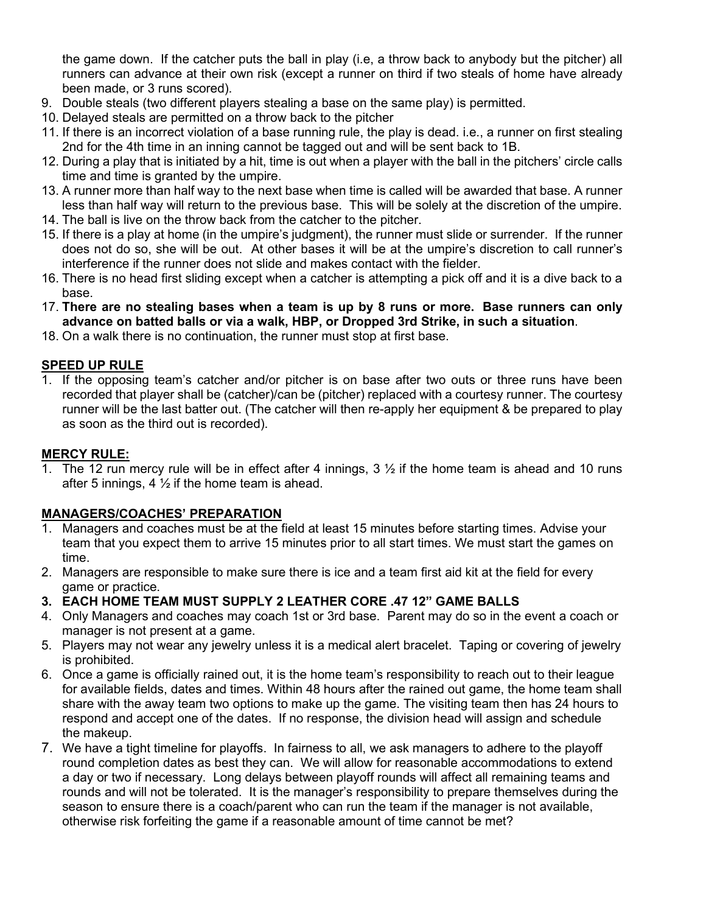the game down. If the catcher puts the ball in play (i.e, a throw back to anybody but the pitcher) all runners can advance at their own risk (except a runner on third if two steals of home have already been made, or 3 runs scored).

9. Double steals (two different players stealing a base on the same play) is permitted.
10. Delayed steals are permitted on a throw back to the pitcher
11. If there is an incorrect violation of a base running rule, the play is dead. i.e., a runner on first stealing 2nd for the 4th time in an inning cannot be tagged out and will be sent back to 1B.
12. During a play that is initiated by a hit, time is out when a player with the ball in the pitchers' circle calls time and time is granted by the umpire.
13. A runner more than half way to the next base when time is called will be awarded that base. A runner less than half way will return to the previous base. This will be solely at the discretion of the umpire.
14. The ball is live on the throw back from the catcher to the pitcher.
15. If there is a play at home (in the umpire's judgment), the runner must slide or surrender. If the runner does not do so, she will be out. At other bases it will be at the umpire's discretion to call runner's interference if the runner does not slide and makes contact with the fielder.
16. There is no head first sliding except when a catcher is attempting a pick off and it is a dive back to a base.
17. **There are no stealing bases when a team is up by 8 runs or more. Base runners can only advance on batted balls or via a walk, HBP, or Dropped 3rd Strike, in such a situation**.
18. On a walk there is no continuation, the runner must stop at first base.

**SPEED UP RULE**

1. If the opposing team's catcher and/or pitcher is on base after two outs or three runs have been recorded that player shall be (catcher)/can be (pitcher) replaced with a courtesy runner. The courtesy runner will be the last batter out. (The catcher will then re-apply her equipment & be prepared to play as soon as the third out is recorded).

**MERCY RULE:**

1. The 12 run mercy rule will be in effect after 4 innings, 3 ½ if the home team is ahead and 10 runs after 5 innings, 4 ½ if the home team is ahead.

**MANAGERS/COACHES' PREPARATION**

1. Managers and coaches must be at the field at least 15 minutes before starting times. Advise your team that you expect them to arrive 15 minutes prior to all start times. We must start the games on time.
2. Managers are responsible to make sure there is ice and a team first aid kit at the field for every game or practice.
3. **EACH HOME TEAM MUST SUPPLY 2 LEATHER CORE .47 12" GAME BALLS**
4. Only Managers and coaches may coach 1st or 3rd base. Parent may do so in the event a coach or manager is not present at a game.
5. Players may not wear any jewelry unless it is a medical alert bracelet. Taping or covering of jewelry is prohibited.
6. Once a game is officially rained out, it is the home team's responsibility to reach out to their league for available fields, dates and times. Within 48 hours after the rained out game, the home team shall share with the away team two options to make up the game. The visiting team then has 24 hours to respond and accept one of the dates. If no response, the division head will assign and schedule the makeup.
7. We have a tight timeline for playoffs. In fairness to all, we ask managers to adhere to the playoff round completion dates as best they can. We will allow for reasonable accommodations to extend a day or two if necessary. Long delays between playoff rounds will affect all remaining teams and rounds and will not be tolerated. It is the manager's responsibility to prepare themselves during the season to ensure there is a coach/parent who can run the team if the manager is not available, otherwise risk forfeiting the game if a reasonable amount of time cannot be met?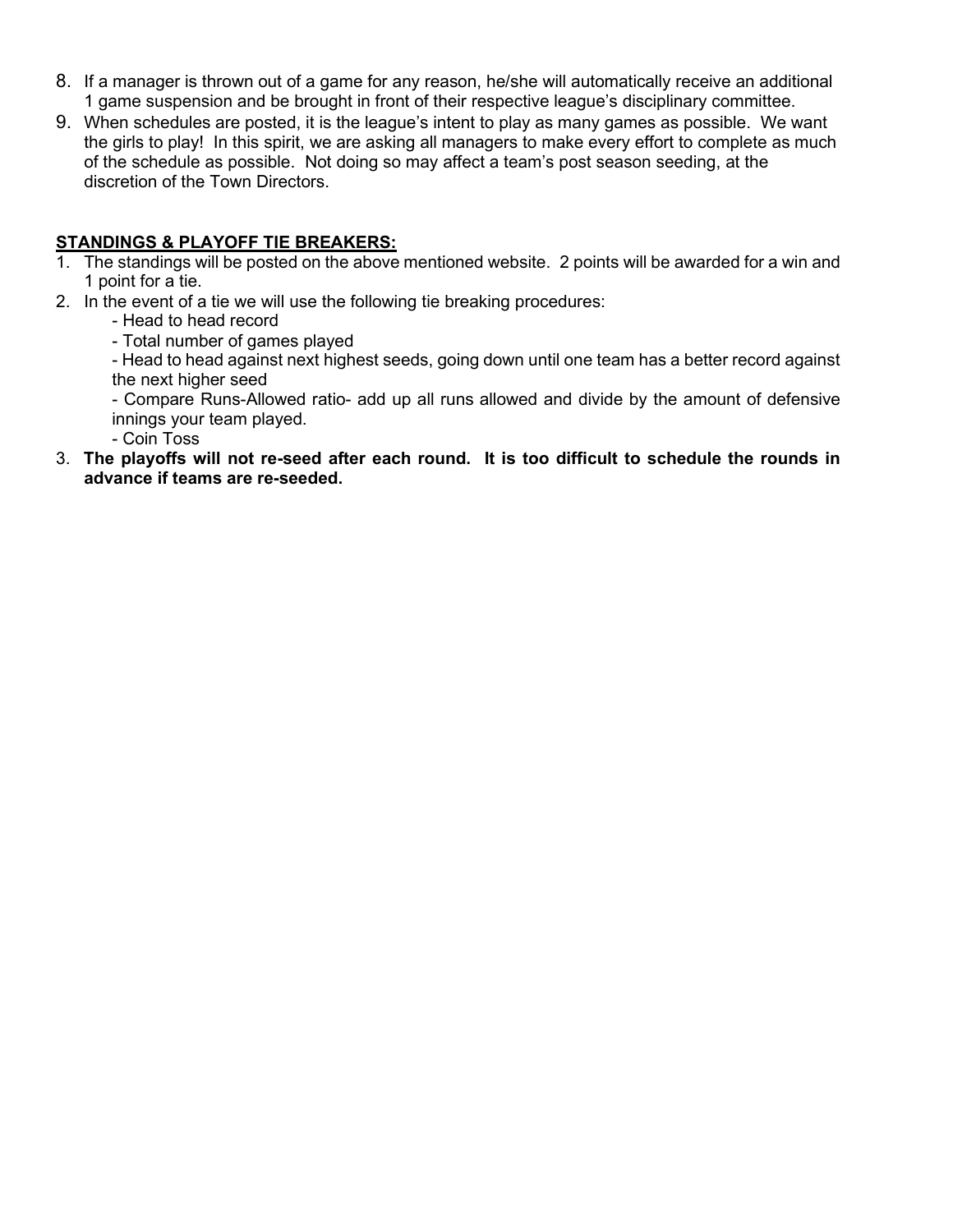8. If a manager is thrown out of a game for any reason, he/she will automatically receive an additional 1 game suspension and be brought in front of their respective league's disciplinary committee.
9. When schedules are posted, it is the league's intent to play as many games as possible. We want the girls to play! In this spirit, we are asking all managers to make every effort to complete as much of the schedule as possible. Not doing so may affect a team's post season seeding, at the discretion of the Town Directors.

**STANDINGS & PLAYOFF TIE BREAKERS:**

1. The standings will be posted on the above mentioned website. 2 points will be awarded for a win and 1 point for a tie.
2. In the event of a tie we will use the following tie breaking procedures:
   - Head to head record
   - Total number of games played
   - Head to head against next highest seeds, going down until one team has a better record against the next higher seed
   - Compare Runs-Allowed ratio- add up all runs allowed and divide by the amount of defensive innings your team played.
   - Coin Toss
3. **The playoffs will not re-seed after each round. It is too difficult to schedule the rounds in advance if teams are re-seeded.**